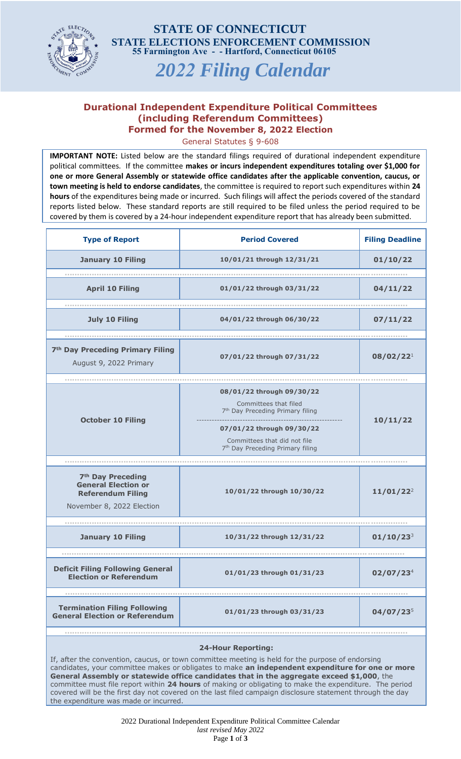# STATE OF CONNECTICUT
## STATE ELECTIONS ENFORCEMENT COMMISSION
**55 Farmington Ave - - Hartford, Connecticut 06105**

# *2022 Filing Calendar*

## Durational Independent Expenditure Political Committees (including Referendum Committees) Formed for the November 8, 2022 Election

General Statutes § 9-608

**IMPORTANT NOTE:** Listed below are the standard filings required of durational independent expenditure political committees. If the committee **makes or incurs independent expenditures totaling over $1,000 for one or more General Assembly or statewide office candidates after the applicable convention, caucus, or town meeting is held to endorse candidates**, the committee is required to report such expenditures within **24 hours** of the expenditures being made or incurred. Such filings will affect the periods covered of the standard reports listed below. These standard reports are still required to be filed unless the period required to be covered by them is covered by a 24-hour independent expenditure report that has already been submitted.

| Type of Report | Period Covered | Filing Deadline |
|---|---|---|
| **January 10 Filing** | **10/01/21 through 12/31/21** | **01/10/22** |
| **April 10 Filing** | **01/01/22 through 03/31/22** | **04/11/22** |
| **July 10 Filing** | **04/01/22 through 06/30/22** | **07/11/22** |
| **7th Day Preceding Primary Filing** August 9, 2022 Primary | **07/01/22 through 07/31/22** | **08/02/22**[1] |
| **October 10 Filing** | **08/01/22 through 09/30/22** Committees that filed 7th Day Preceding Primary filing; **07/01/22 through 09/30/22** Committees that did not file 7th Day Preceding Primary filing | **10/11/22** |
| **7th Day Preceding General Election or Referendum Filing** November 8, 2022 Election | **10/01/22 through 10/30/22** | **11/01/22**[2] |
| **January 10 Filing** | **10/31/22 through 12/31/22** | **01/10/23**[3] |
| **Deficit Filing Following General Election or Referendum** | **01/01/23 through 01/31/23** | **02/07/23**[4] |
| **Termination Filing Following General Election or Referendum** | **01/01/23 through 03/31/23** | **04/07/23**[5] |

**24-Hour Reporting:**

If, after the convention, caucus, or town committee meeting is held for the purpose of endorsing candidates, your committee makes or obligates to make **an independent expenditure for one or more General Assembly or statewide office candidates that in the aggregate exceed $1,000**, the committee must file report within **24 hours** of making or obligating to make the expenditure. The period covered will be the first day not covered on the last filed campaign disclosure statement through the day the expenditure was made or incurred.

2022 Durational Independent Expenditure Political Committee Calendar
*last revised May 2022*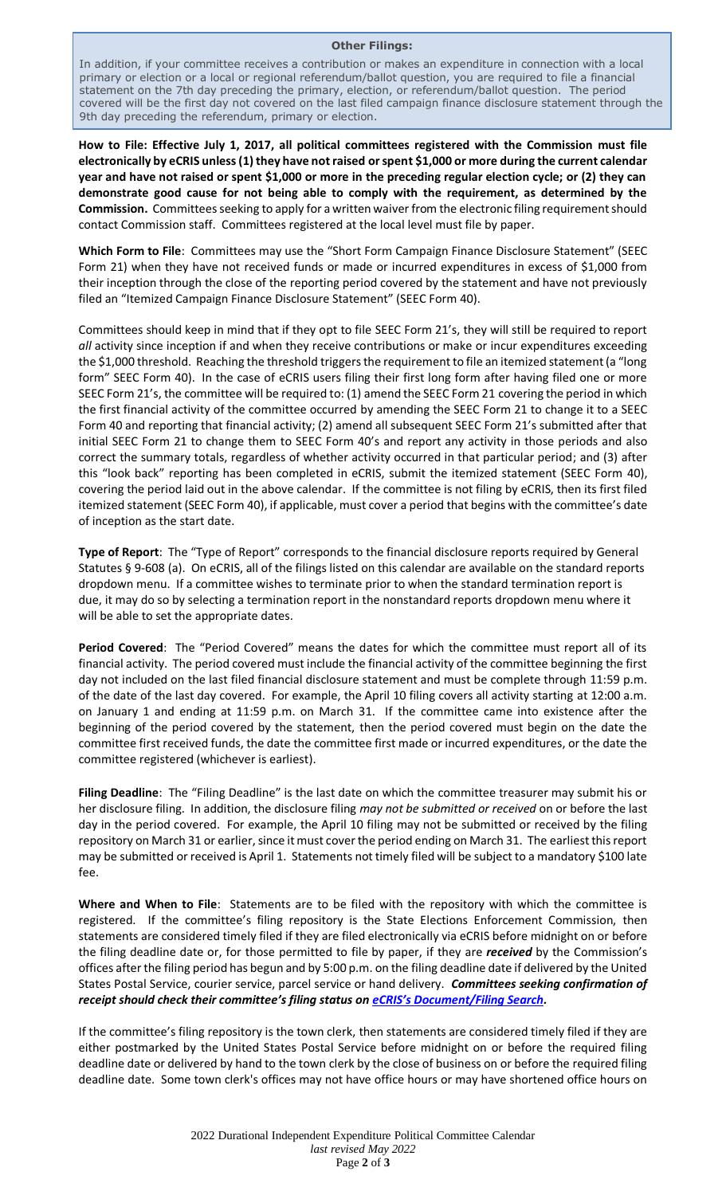**Other Filings:**

In addition, if your committee receives a contribution or makes an expenditure in connection with a local primary or election or a local or regional referendum/ballot question, you are required to file a financial statement on the 7th day preceding the primary, election, or referendum/ballot question. The period covered will be the first day not covered on the last filed campaign finance disclosure statement through the 9th day preceding the referendum, primary or election.

**How to File: Effective July 1, 2017, all political committees registered with the Commission must file electronically by eCRIS unless (1) they have not raised or spent $1,000 or more during the current calendar year and have not raised or spent $1,000 or more in the preceding regular election cycle; or (2) they can demonstrate good cause for not being able to comply with the requirement, as determined by the Commission.** Committees seeking to apply for a written waiver from the electronic filing requirement should contact Commission staff. Committees registered at the local level must file by paper.

**Which Form to File**: Committees may use the "Short Form Campaign Finance Disclosure Statement" (SEEC Form 21) when they have not received funds or made or incurred expenditures in excess of $1,000 from their inception through the close of the reporting period covered by the statement and have not previously filed an "Itemized Campaign Finance Disclosure Statement" (SEEC Form 40).

Committees should keep in mind that if they opt to file SEEC Form 21's, they will still be required to report *all* activity since inception if and when they receive contributions or make or incur expenditures exceeding the $1,000 threshold. Reaching the threshold triggers the requirement to file an itemized statement (a "long form" SEEC Form 40). In the case of eCRIS users filing their first long form after having filed one or more SEEC Form 21's, the committee will be required to: (1) amend the SEEC Form 21 covering the period in which the first financial activity of the committee occurred by amending the SEEC Form 21 to change it to a SEEC Form 40 and reporting that financial activity; (2) amend all subsequent SEEC Form 21's submitted after that initial SEEC Form 21 to change them to SEEC Form 40's and report any activity in those periods and also correct the summary totals, regardless of whether activity occurred in that particular period; and (3) after this "look back" reporting has been completed in eCRIS, submit the itemized statement (SEEC Form 40), covering the period laid out in the above calendar. If the committee is not filing by eCRIS, then its first filed itemized statement (SEEC Form 40), if applicable, must cover a period that begins with the committee's date of inception as the start date.

**Type of Report**: The "Type of Report" corresponds to the financial disclosure reports required by General Statutes § 9-608 (a). On eCRIS, all of the filings listed on this calendar are available on the standard reports dropdown menu. If a committee wishes to terminate prior to when the standard termination report is due, it may do so by selecting a termination report in the nonstandard reports dropdown menu where it will be able to set the appropriate dates.

**Period Covered**: The "Period Covered" means the dates for which the committee must report all of its financial activity. The period covered must include the financial activity of the committee beginning the first day not included on the last filed financial disclosure statement and must be complete through 11:59 p.m. of the date of the last day covered. For example, the April 10 filing covers all activity starting at 12:00 a.m. on January 1 and ending at 11:59 p.m. on March 31. If the committee came into existence after the beginning of the period covered by the statement, then the period covered must begin on the date the committee first received funds, the date the committee first made or incurred expenditures, or the date the committee registered (whichever is earliest).

**Filing Deadline**: The "Filing Deadline" is the last date on which the committee treasurer may submit his or her disclosure filing. In addition, the disclosure filing *may not be submitted or received* on or before the last day in the period covered. For example, the April 10 filing may not be submitted or received by the filing repository on March 31 or earlier, since it must cover the period ending on March 31. The earliest this report may be submitted or received is April 1. Statements not timely filed will be subject to a mandatory $100 late fee.

**Where and When to File**: Statements are to be filed with the repository with which the committee is registered. If the committee's filing repository is the State Elections Enforcement Commission, then statements are considered timely filed if they are filed electronically via eCRIS before midnight on or before the filing deadline date or, for those permitted to file by paper, if they are ***received*** by the Commission's offices after the filing period has begun and by 5:00 p.m. on the filing deadline date if delivered by the United States Postal Service, courier service, parcel service or hand delivery. ***Committees seeking confirmation of receipt should check their committee's filing status on eCRIS's Document/Filing Search.***

If the committee's filing repository is the town clerk, then statements are considered timely filed if they are either postmarked by the United States Postal Service before midnight on or before the required filing deadline date or delivered by hand to the town clerk by the close of business on or before the required filing deadline date. Some town clerk's offices may not have office hours or may have shortened office hours on

2022 Durational Independent Expenditure Political Committee Calendar
*last revised May 2022*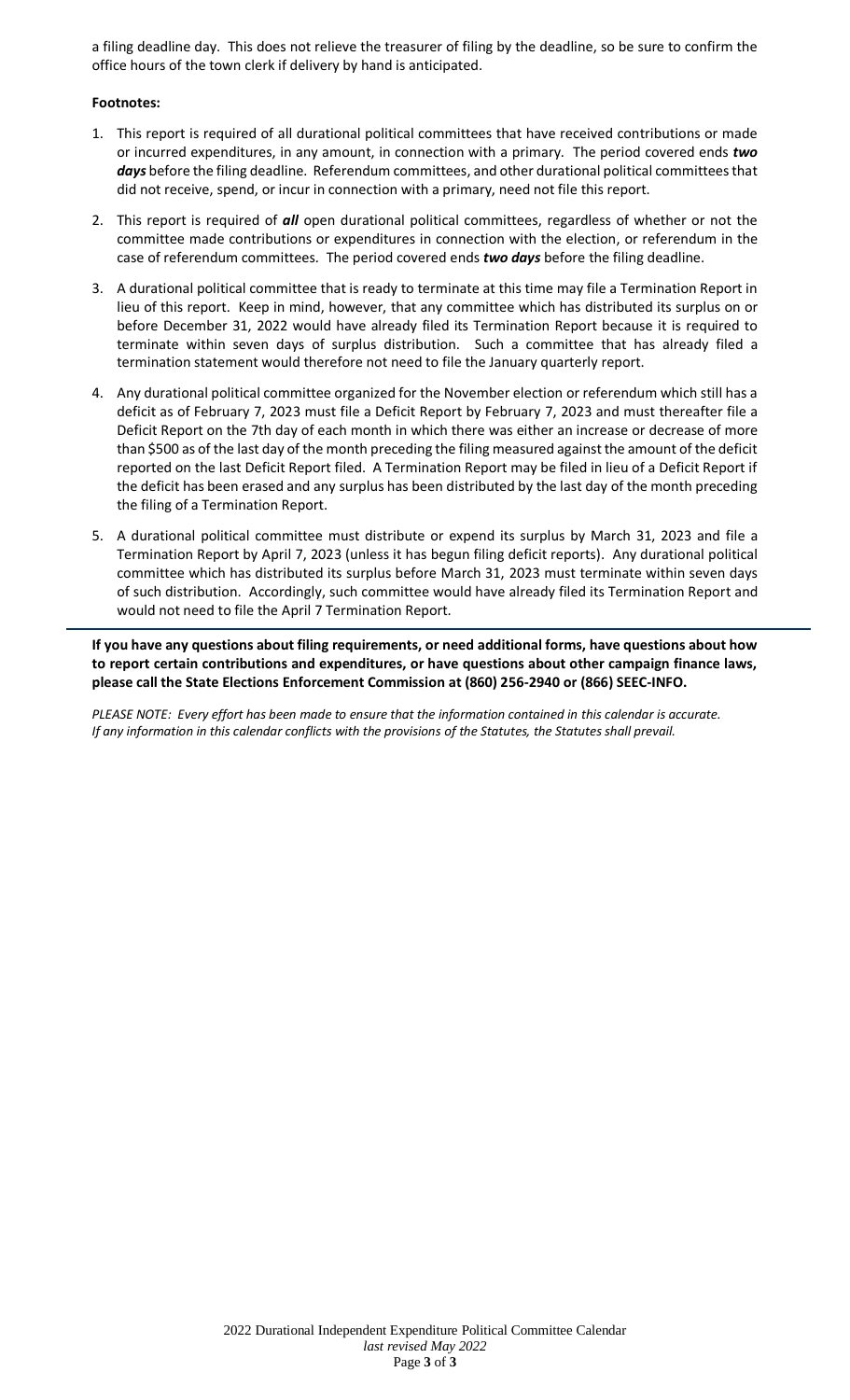a filing deadline day. This does not relieve the treasurer of filing by the deadline, so be sure to confirm the office hours of the town clerk if delivery by hand is anticipated.

**Footnotes:**

1. This report is required of all durational political committees that have received contributions or made or incurred expenditures, in any amount, in connection with a primary. The period covered ends ***two days*** before the filing deadline. Referendum committees, and other durational political committees that did not receive, spend, or incur in connection with a primary, need not file this report.

2. This report is required of ***all*** open durational political committees, regardless of whether or not the committee made contributions or expenditures in connection with the election, or referendum in the case of referendum committees. The period covered ends ***two days*** before the filing deadline.

3. A durational political committee that is ready to terminate at this time may file a Termination Report in lieu of this report. Keep in mind, however, that any committee which has distributed its surplus on or before December 31, 2022 would have already filed its Termination Report because it is required to terminate within seven days of surplus distribution. Such a committee that has already filed a termination statement would therefore not need to file the January quarterly report.

4. Any durational political committee organized for the November election or referendum which still has a deficit as of February 7, 2023 must file a Deficit Report by February 7, 2023 and must thereafter file a Deficit Report on the 7th day of each month in which there was either an increase or decrease of more than $500 as of the last day of the month preceding the filing measured against the amount of the deficit reported on the last Deficit Report filed. A Termination Report may be filed in lieu of a Deficit Report if the deficit has been erased and any surplus has been distributed by the last day of the month preceding the filing of a Termination Report.

5. A durational political committee must distribute or expend its surplus by March 31, 2023 and file a Termination Report by April 7, 2023 (unless it has begun filing deficit reports). Any durational political committee which has distributed its surplus before March 31, 2023 must terminate within seven days of such distribution. Accordingly, such committee would have already filed its Termination Report and would not need to file the April 7 Termination Report.

**If you have any questions about filing requirements, or need additional forms, have questions about how to report certain contributions and expenditures, or have questions about other campaign finance laws, please call the State Elections Enforcement Commission at (860) 256-2940 or (866) SEEC-INFO.**

*PLEASE NOTE: Every effort has been made to ensure that the information contained in this calendar is accurate. If any information in this calendar conflicts with the provisions of the Statutes, the Statutes shall prevail.*